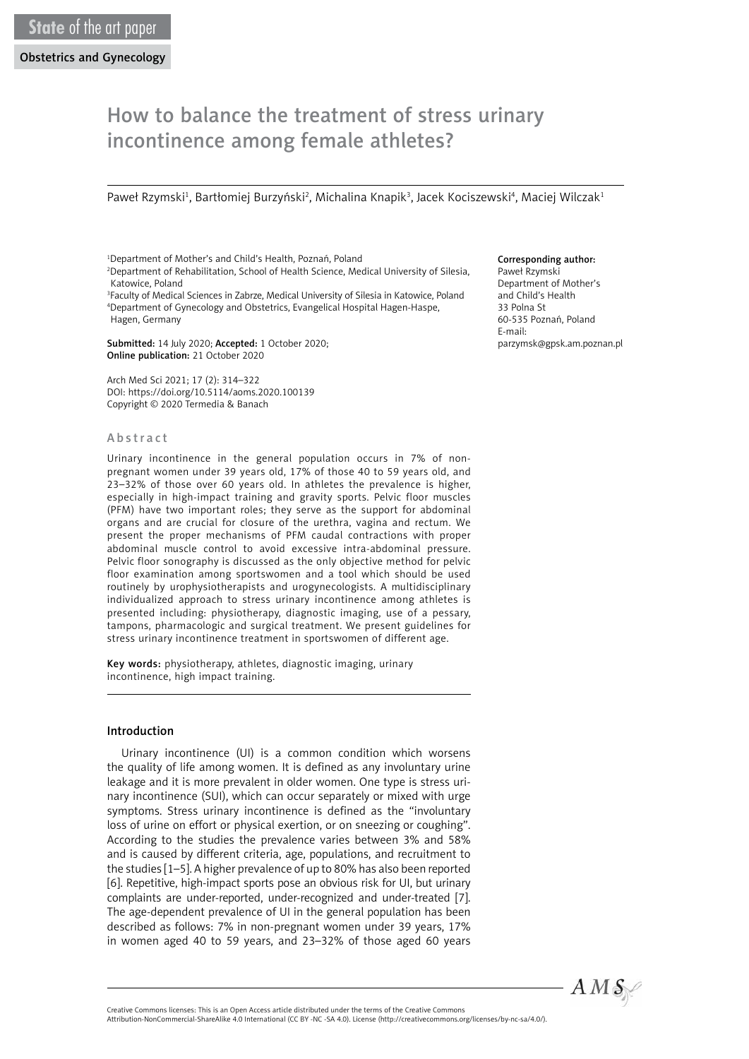State of the art paper

Obstetrics and Gynecology

# How to balance the treatment of stress urinary incontinence among female athletes?

Paweł Rzymski[1], Bartłomiej Burzyński[2], Michalina Knapik[3], Jacek Kociszewski[4], Maciej Wilczak[1]

[1]Department of Mother's and Child's Health, Poznań, Poland
[2]Department of Rehabilitation, School of Health Science, Medical University of Silesia, Katowice, Poland
[3]Faculty of Medical Sciences in Zabrze, Medical University of Silesia in Katowice, Poland
[4]Department of Gynecology and Obstetrics, Evangelical Hospital Hagen-Haspe, Hagen, Germany

**Submitted:** 14 July 2020; **Accepted:** 1 October 2020;
**Online publication:** 21 October 2020

Arch Med Sci 2021; 17 (2): 314–322
DOI: https://doi.org/10.5114/aoms.2020.100139
Copyright © 2020 Termedia & Banach

**Corresponding author:**
Paweł Rzymski
Department of Mother's and Child's Health
33 Polna St
60-535 Poznań, Poland
E-mail: parzymsk@gpsk.am.poznan.pl

## Abstract

Urinary incontinence in the general population occurs in 7% of non-pregnant women under 39 years old, 17% of those 40 to 59 years old, and 23–32% of those over 60 years old. In athletes the prevalence is higher, especially in high-impact training and gravity sports. Pelvic floor muscles (PFM) have two important roles; they serve as the support for abdominal organs and are crucial for closure of the urethra, vagina and rectum. We present the proper mechanisms of PFM caudal contractions with proper abdominal muscle control to avoid excessive intra-abdominal pressure. Pelvic floor sonography is discussed as the only objective method for pelvic floor examination among sportswomen and a tool which should be used routinely by urophysiotherapists and urogynecologists. A multidisciplinary individualized approach to stress urinary incontinence among athletes is presented including: physiotherapy, diagnostic imaging, use of a pessary, tampons, pharmacologic and surgical treatment. We present guidelines for stress urinary incontinence treatment in sportswomen of different age.

**Key words:** physiotherapy, athletes, diagnostic imaging, urinary incontinence, high impact training.

## Introduction

Urinary incontinence (UI) is a common condition which worsens the quality of life among women. It is defined as any involuntary urine leakage and it is more prevalent in older women. One type is stress urinary incontinence (SUI), which can occur separately or mixed with urge symptoms. Stress urinary incontinence is defined as the "involuntary loss of urine on effort or physical exertion, or on sneezing or coughing". According to the studies the prevalence varies between 3% and 58% and is caused by different criteria, age, populations, and recruitment to the studies [1–5]. A higher prevalence of up to 80% has also been reported [6]. Repetitive, high-impact sports pose an obvious risk for UI, but urinary complaints are under-reported, under-recognized and under-treated [7]. The age-dependent prevalence of UI in the general population has been described as follows: 7% in non-pregnant women under 39 years, 17% in women aged 40 to 59 years, and 23–32% of those aged 60 years

Creative Commons licenses: This is an Open Access article distributed under the terms of the Creative Commons Attribution-NonCommercial-ShareAlike 4.0 International (CC BY -NC -SA 4.0). License (http://creativecommons.org/licenses/by-nc-sa/4.0/).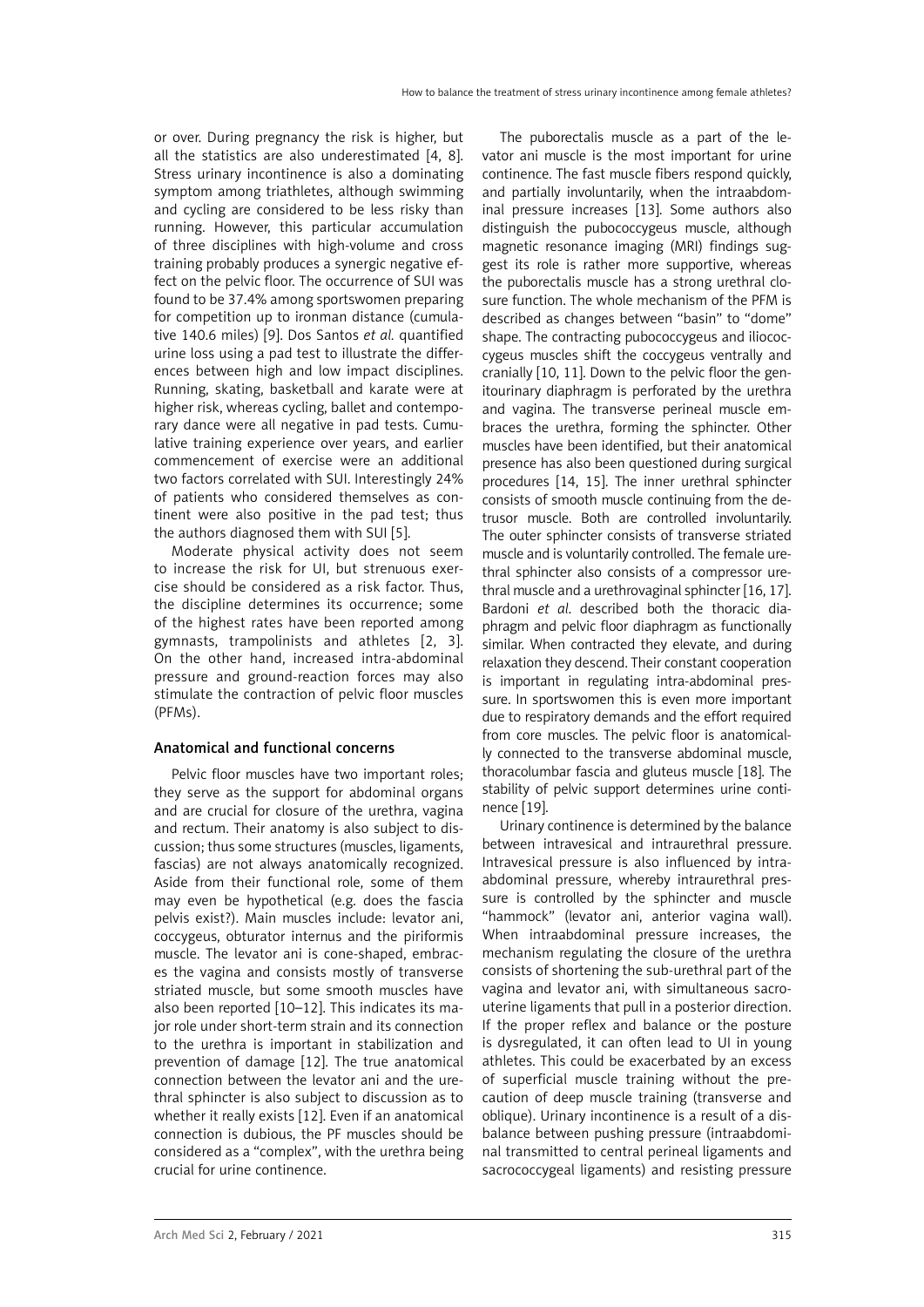or over. During pregnancy the risk is higher, but all the statistics are also underestimated [4, 8]. Stress urinary incontinence is also a dominating symptom among triathletes, although swimming and cycling are considered to be less risky than running. However, this particular accumulation of three disciplines with high-volume and cross training probably produces a synergic negative effect on the pelvic floor. The occurrence of SUI was found to be 37.4% among sportswomen preparing for competition up to ironman distance (cumulative 140.6 miles) [9]. Dos Santos *et al.* quantified urine loss using a pad test to illustrate the differences between high and low impact disciplines. Running, skating, basketball and karate were at higher risk, whereas cycling, ballet and contemporary dance were all negative in pad tests. Cumulative training experience over years, and earlier commencement of exercise were an additional two factors correlated with SUI. Interestingly 24% of patients who considered themselves as continent were also positive in the pad test; thus the authors diagnosed them with SUI [5].

Moderate physical activity does not seem to increase the risk for UI, but strenuous exercise should be considered as a risk factor. Thus, the discipline determines its occurrence; some of the highest rates have been reported among gymnasts, trampolinists and athletes [2, 3]. On the other hand, increased intra-abdominal pressure and ground-reaction forces may also stimulate the contraction of pelvic floor muscles (PFMs).

## Anatomical and functional concerns

Pelvic floor muscles have two important roles; they serve as the support for abdominal organs and are crucial for closure of the urethra, vagina and rectum. Their anatomy is also subject to discussion; thus some structures (muscles, ligaments, fascias) are not always anatomically recognized. Aside from their functional role, some of them may even be hypothetical (e.g. does the fascia pelvis exist?). Main muscles include: levator ani, coccygeus, obturator internus and the piriformis muscle. The levator ani is cone-shaped, embraces the vagina and consists mostly of transverse striated muscle, but some smooth muscles have also been reported [10–12]. This indicates its major role under short-term strain and its connection to the urethra is important in stabilization and prevention of damage [12]. The true anatomical connection between the levator ani and the urethral sphincter is also subject to discussion as to whether it really exists [12]. Even if an anatomical connection is dubious, the PF muscles should be considered as a "complex", with the urethra being crucial for urine continence.

The puborectalis muscle as a part of the levator ani muscle is the most important for urine continence. The fast muscle fibers respond quickly, and partially involuntarily, when the intraabdominal pressure increases [13]. Some authors also distinguish the pubococcygeus muscle, although magnetic resonance imaging (MRI) findings suggest its role is rather more supportive, whereas the puborectalis muscle has a strong urethral closure function. The whole mechanism of the PFM is described as changes between "basin" to "dome" shape. The contracting pubococcygeus and iliococcygeus muscles shift the coccygeus ventrally and cranially [10, 11]. Down to the pelvic floor the genitourinary diaphragm is perforated by the urethra and vagina. The transverse perineal muscle embraces the urethra, forming the sphincter. Other muscles have been identified, but their anatomical presence has also been questioned during surgical procedures [14, 15]. The inner urethral sphincter consists of smooth muscle continuing from the detrusor muscle. Both are controlled involuntarily. The outer sphincter consists of transverse striated muscle and is voluntarily controlled. The female urethral sphincter also consists of a compressor urethral muscle and a urethrovaginal sphincter [16, 17]. Bardoni *et al.* described both the thoracic diaphragm and pelvic floor diaphragm as functionally similar. When contracted they elevate, and during relaxation they descend. Their constant cooperation is important in regulating intra-abdominal pressure. In sportswomen this is even more important due to respiratory demands and the effort required from core muscles. The pelvic floor is anatomically connected to the transverse abdominal muscle, thoracolumbar fascia and gluteus muscle [18]. The stability of pelvic support determines urine continence [19].

Urinary continence is determined by the balance between intravesical and intraurethral pressure. Intravesical pressure is also influenced by intraabdominal pressure, whereby intraurethral pressure is controlled by the sphincter and muscle "hammock" (levator ani, anterior vagina wall). When intraabdominal pressure increases, the mechanism regulating the closure of the urethra consists of shortening the sub-urethral part of the vagina and levator ani, with simultaneous sacrouterine ligaments that pull in a posterior direction. If the proper reflex and balance or the posture is dysregulated, it can often lead to UI in young athletes. This could be exacerbated by an excess of superficial muscle training without the precaution of deep muscle training (transverse and oblique). Urinary incontinence is a result of a disbalance between pushing pressure (intraabdominal transmitted to central perineal ligaments and sacrococcygeal ligaments) and resisting pressure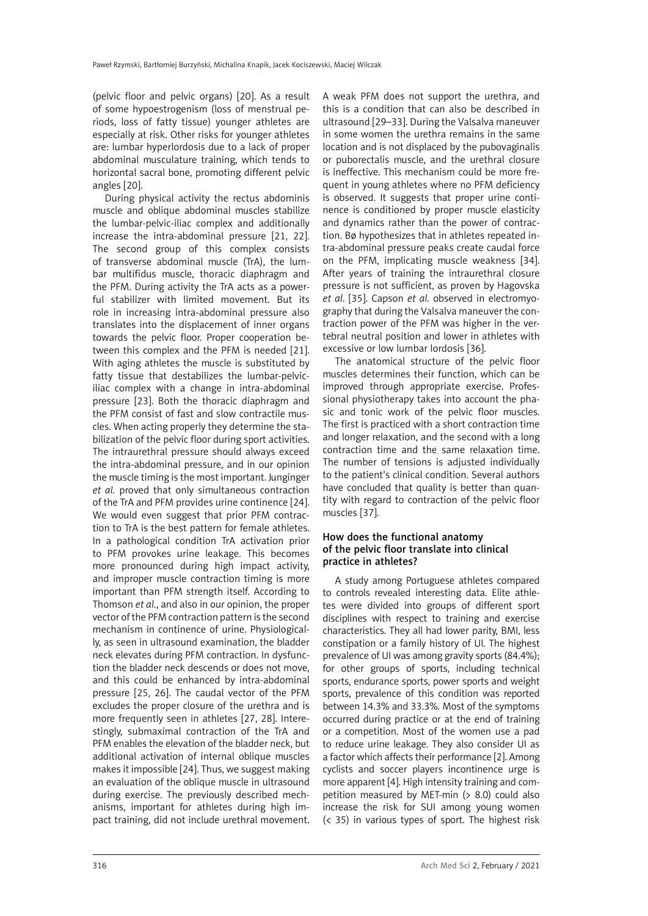(pelvic floor and pelvic organs) [20]. As a result of some hypoestrogenism (loss of menstrual periods, loss of fatty tissue) younger athletes are especially at risk. Other risks for younger athletes are: lumbar hyperlordosis due to a lack of proper abdominal musculature training, which tends to horizontal sacral bone, promoting different pelvic angles [20].

During physical activity the rectus abdominis muscle and oblique abdominal muscles stabilize the lumbar-pelvic-iliac complex and additionally increase the intra-abdominal pressure [21, 22]. The second group of this complex consists of transverse abdominal muscle (TrA), the lumbar multifidus muscle, thoracic diaphragm and the PFM. During activity the TrA acts as a powerful stabilizer with limited movement. But its role in increasing intra-abdominal pressure also translates into the displacement of inner organs towards the pelvic floor. Proper cooperation between this complex and the PFM is needed [21]. With aging athletes the muscle is substituted by fatty tissue that destabilizes the lumbar-pelvic-iliac complex with a change in intra-abdominal pressure [23]. Both the thoracic diaphragm and the PFM consist of fast and slow contractile muscles. When acting properly they determine the stabilization of the pelvic floor during sport activities. The intraurethral pressure should always exceed the intra-abdominal pressure, and in our opinion the muscle timing is the most important. Junginger *et al.* proved that only simultaneous contraction of the TrA and PFM provides urine continence [24]. We would even suggest that prior PFM contraction to TrA is the best pattern for female athletes. In a pathological condition TrA activation prior to PFM provokes urine leakage. This becomes more pronounced during high impact activity, and improper muscle contraction timing is more important than PFM strength itself. According to Thomson *et al.*, and also in our opinion, the proper vector of the PFM contraction pattern is the second mechanism in continence of urine. Physiologically, as seen in ultrasound examination, the bladder neck elevates during PFM contraction. In dysfunction the bladder neck descends or does not move, and this could be enhanced by intra-abdominal pressure [25, 26]. The caudal vector of the PFM excludes the proper closure of the urethra and is more frequently seen in athletes [27, 28]. Interestingly, submaximal contraction of the TrA and PFM enables the elevation of the bladder neck, but additional activation of internal oblique muscles makes it impossible [24]. Thus, we suggest making an evaluation of the oblique muscle in ultrasound during exercise. The previously described mechanisms, important for athletes during high impact training, did not include urethral movement. A weak PFM does not support the urethra, and this is a condition that can also be described in ultrasound [29–33]. During the Valsalva maneuver in some women the urethra remains in the same location and is not displaced by the pubovaginalis or puborectalis muscle, and the urethral closure is ineffective. This mechanism could be more frequent in young athletes where no PFM deficiency is observed. It suggests that proper urine continence is conditioned by proper muscle elasticity and dynamics rather than the power of contraction. Bø hypothesizes that in athletes repeated intra-abdominal pressure peaks create caudal force on the PFM, implicating muscle weakness [34]. After years of training the intraurethral closure pressure is not sufficient, as proven by Hagovska *et al.* [35]. Capson *et al.* observed in electromyography that during the Valsalva maneuver the contraction power of the PFM was higher in the vertebral neutral position and lower in athletes with excessive or low lumbar lordosis [36].

The anatomical structure of the pelvic floor muscles determines their function, which can be improved through appropriate exercise. Professional physiotherapy takes into account the phasic and tonic work of the pelvic floor muscles. The first is practiced with a short contraction time and longer relaxation, and the second with a long contraction time and the same relaxation time. The number of tensions is adjusted individually to the patient's clinical condition. Several authors have concluded that quality is better than quantity with regard to contraction of the pelvic floor muscles [37].

### How does the functional anatomy of the pelvic floor translate into clinical practice in athletes?

A study among Portuguese athletes compared to controls revealed interesting data. Elite athletes were divided into groups of different sport disciplines with respect to training and exercise characteristics. They all had lower parity, BMI, less constipation or a family history of UI. The highest prevalence of UI was among gravity sports (84.4%); for other groups of sports, including technical sports, endurance sports, power sports and weight sports, prevalence of this condition was reported between 14.3% and 33.3%. Most of the symptoms occurred during practice or at the end of training or a competition. Most of the women use a pad to reduce urine leakage. They also consider UI as a factor which affects their performance [2]. Among cyclists and soccer players incontinence urge is more apparent [4]. High intensity training and competition measured by MET-min (> 8.0) could also increase the risk for SUI among young women (< 35) in various types of sport. The highest risk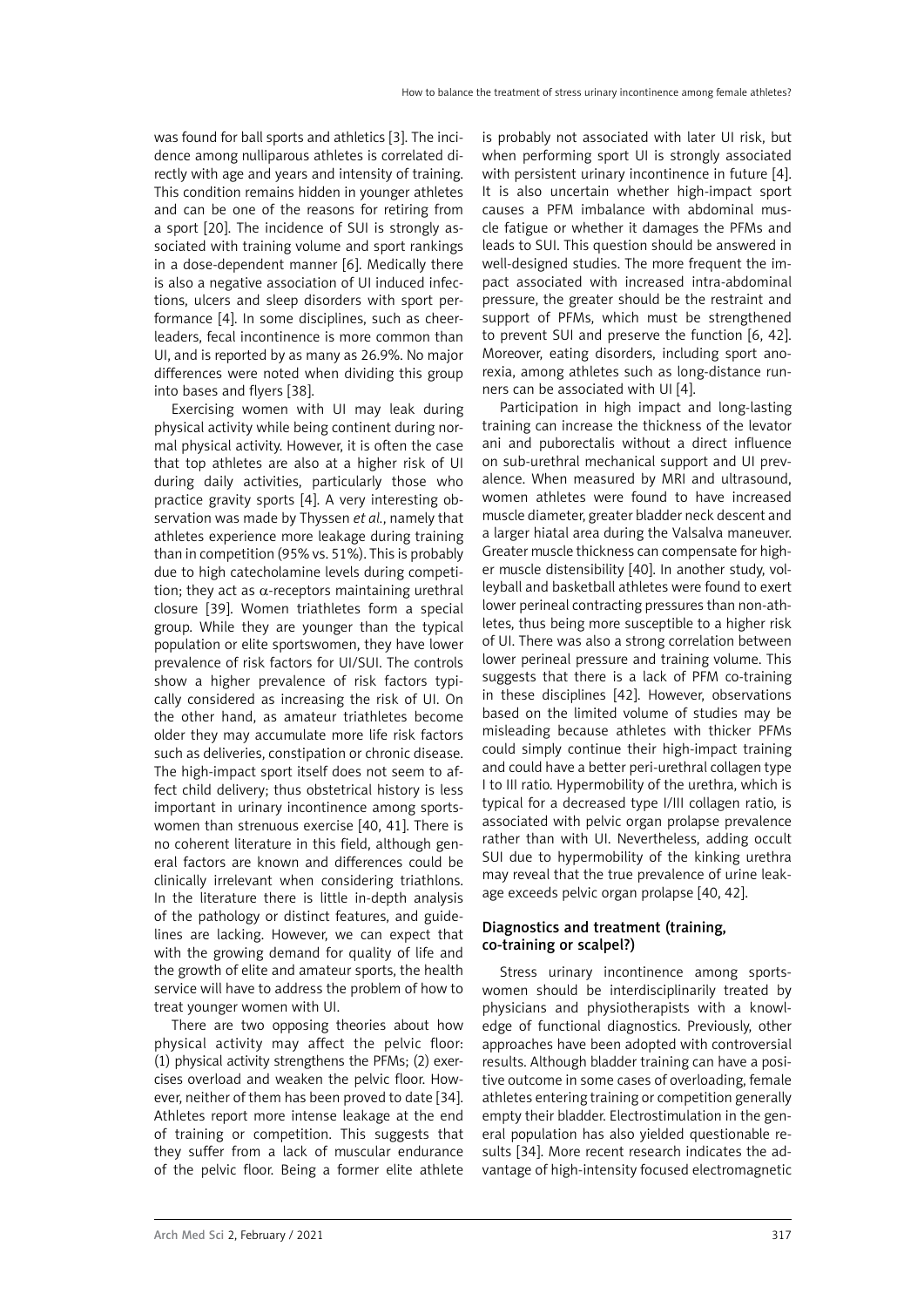was found for ball sports and athletics [3]. The incidence among nulliparous athletes is correlated directly with age and years and intensity of training. This condition remains hidden in younger athletes and can be one of the reasons for retiring from a sport [20]. The incidence of SUI is strongly associated with training volume and sport rankings in a dose-dependent manner [6]. Medically there is also a negative association of UI induced infections, ulcers and sleep disorders with sport performance [4]. In some disciplines, such as cheerleaders, fecal incontinence is more common than UI, and is reported by as many as 26.9%. No major differences were noted when dividing this group into bases and flyers [38].

Exercising women with UI may leak during physical activity while being continent during normal physical activity. However, it is often the case that top athletes are also at a higher risk of UI during daily activities, particularly those who practice gravity sports [4]. A very interesting observation was made by Thyssen *et al.*, namely that athletes experience more leakage during training than in competition (95% vs. 51%). This is probably due to high catecholamine levels during competition; they act as $\alpha$-receptors maintaining urethral closure [39]. Women triathletes form a special group. While they are younger than the typical population or elite sportswomen, they have lower prevalence of risk factors for UI/SUI. The controls show a higher prevalence of risk factors typically considered as increasing the risk of UI. On the other hand, as amateur triathletes become older they may accumulate more life risk factors such as deliveries, constipation or chronic disease. The high-impact sport itself does not seem to affect child delivery; thus obstetrical history is less important in urinary incontinence among sportswomen than strenuous exercise [40, 41]. There is no coherent literature in this field, although general factors are known and differences could be clinically irrelevant when considering triathlons. In the literature there is little in-depth analysis of the pathology or distinct features, and guidelines are lacking. However, we can expect that with the growing demand for quality of life and the growth of elite and amateur sports, the health service will have to address the problem of how to treat younger women with UI.

There are two opposing theories about how physical activity may affect the pelvic floor: (1) physical activity strengthens the PFMs; (2) exercises overload and weaken the pelvic floor. However, neither of them has been proved to date [34]. Athletes report more intense leakage at the end of training or competition. This suggests that they suffer from a lack of muscular endurance of the pelvic floor. Being a former elite athlete is probably not associated with later UI risk, but when performing sport UI is strongly associated with persistent urinary incontinence in future [4]. It is also uncertain whether high-impact sport causes a PFM imbalance with abdominal muscle fatigue or whether it damages the PFMs and leads to SUI. This question should be answered in well-designed studies. The more frequent the impact associated with increased intra-abdominal pressure, the greater should be the restraint and support of PFMs, which must be strengthened to prevent SUI and preserve the function [6, 42]. Moreover, eating disorders, including sport anorexia, among athletes such as long-distance runners can be associated with UI [4].

Participation in high impact and long-lasting training can increase the thickness of the levator ani and puborectalis without a direct influence on sub-urethral mechanical support and UI prevalence. When measured by MRI and ultrasound, women athletes were found to have increased muscle diameter, greater bladder neck descent and a larger hiatal area during the Valsalva maneuver. Greater muscle thickness can compensate for higher muscle distensibility [40]. In another study, volleyball and basketball athletes were found to exert lower perineal contracting pressures than non-athletes, thus being more susceptible to a higher risk of UI. There was also a strong correlation between lower perineal pressure and training volume. This suggests that there is a lack of PFM co-training in these disciplines [42]. However, observations based on the limited volume of studies may be misleading because athletes with thicker PFMs could simply continue their high-impact training and could have a better peri-urethral collagen type I to III ratio. Hypermobility of the urethra, which is typical for a decreased type I/III collagen ratio, is associated with pelvic organ prolapse prevalence rather than with UI. Nevertheless, adding occult SUI due to hypermobility of the kinking urethra may reveal that the true prevalence of urine leakage exceeds pelvic organ prolapse [40, 42].

## Diagnostics and treatment (training, co-training or scalpel?)

Stress urinary incontinence among sportswomen should be interdisciplinarily treated by physicians and physiotherapists with a knowledge of functional diagnostics. Previously, other approaches have been adopted with controversial results. Although bladder training can have a positive outcome in some cases of overloading, female athletes entering training or competition generally empty their bladder. Electrostimulation in the general population has also yielded questionable results [34]. More recent research indicates the advantage of high-intensity focused electromagnetic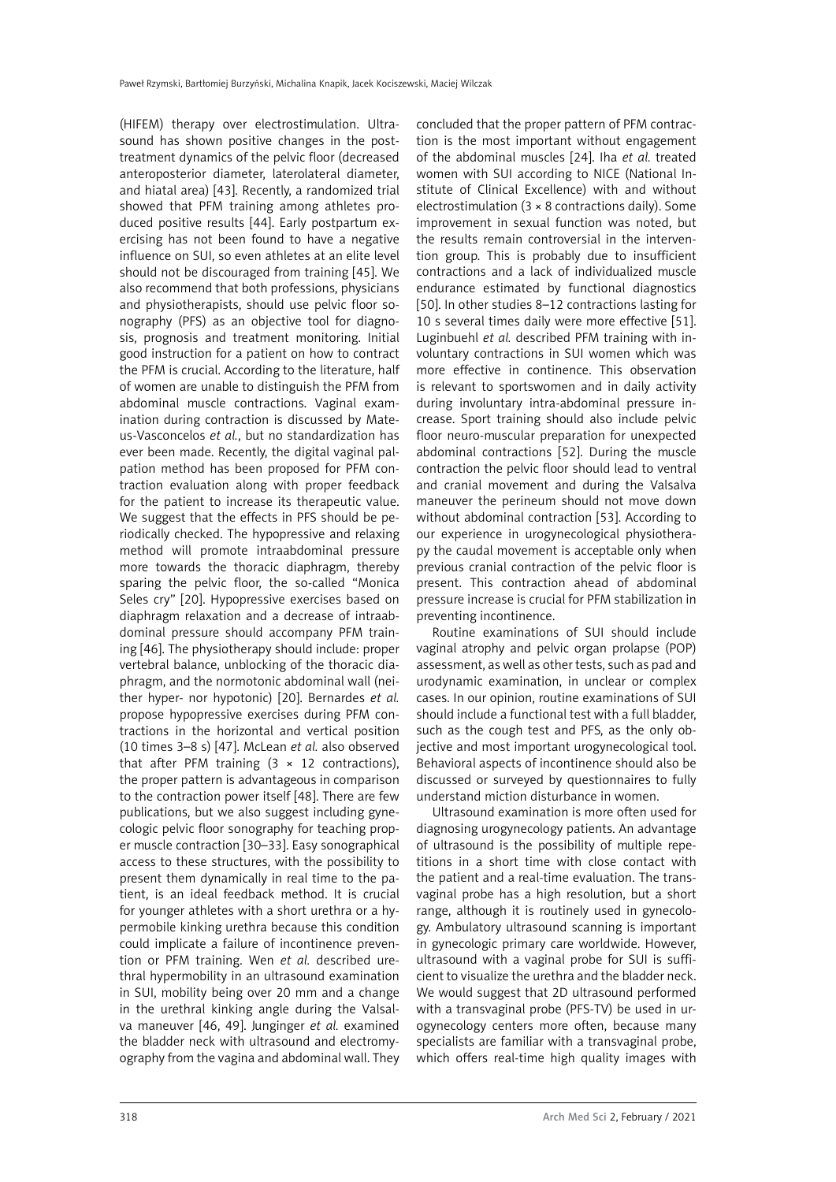(HIFEM) therapy over electrostimulation. Ultrasound has shown positive changes in the post-treatment dynamics of the pelvic floor (decreased anteroposterior diameter, laterolateral diameter, and hiatal area) [43]. Recently, a randomized trial showed that PFM training among athletes produced positive results [44]. Early postpartum exercising has not been found to have a negative influence on SUI, so even athletes at an elite level should not be discouraged from training [45]. We also recommend that both professions, physicians and physiotherapists, should use pelvic floor sonography (PFS) as an objective tool for diagnosis, prognosis and treatment monitoring. Initial good instruction for a patient on how to contract the PFM is crucial. According to the literature, half of women are unable to distinguish the PFM from abdominal muscle contractions. Vaginal examination during contraction is discussed by Mateus-Vasconcelos *et al.*, but no standardization has ever been made. Recently, the digital vaginal palpation method has been proposed for PFM contraction evaluation along with proper feedback for the patient to increase its therapeutic value. We suggest that the effects in PFS should be periodically checked. The hypopressive and relaxing method will promote intraabdominal pressure more towards the thoracic diaphragm, thereby sparing the pelvic floor, the so-called "Monica Seles cry" [20]. Hypopressive exercises based on diaphragm relaxation and a decrease of intraabdominal pressure should accompany PFM training [46]. The physiotherapy should include: proper vertebral balance, unblocking of the thoracic diaphragm, and the normotonic abdominal wall (neither hyper- nor hypotonic) [20]. Bernardes *et al.* propose hypopressive exercises during PFM contractions in the horizontal and vertical position (10 times 3–8 s) [47]. McLean *et al.* also observed that after PFM training (3 × 12 contractions), the proper pattern is advantageous in comparison to the contraction power itself [48]. There are few publications, but we also suggest including gynecologic pelvic floor sonography for teaching proper muscle contraction [30–33]. Easy sonographical access to these structures, with the possibility to present them dynamically in real time to the patient, is an ideal feedback method. It is crucial for younger athletes with a short urethra or a hypermobile kinking urethra because this condition could implicate a failure of incontinence prevention or PFM training. Wen *et al.* described urethral hypermobility in an ultrasound examination in SUI, mobility being over 20 mm and a change in the urethral kinking angle during the Valsalva maneuver [46, 49]. Junginger *et al.* examined the bladder neck with ultrasound and electromyography from the vagina and abdominal wall. They concluded that the proper pattern of PFM contraction is the most important without engagement of the abdominal muscles [24]. Iha *et al.* treated women with SUI according to NICE (National Institute of Clinical Excellence) with and without electrostimulation (3 × 8 contractions daily). Some improvement in sexual function was noted, but the results remain controversial in the intervention group. This is probably due to insufficient contractions and a lack of individualized muscle endurance estimated by functional diagnostics [50]. In other studies 8–12 contractions lasting for 10 s several times daily were more effective [51]. Luginbuehl *et al.* described PFM training with involuntary contractions in SUI women which was more effective in continence. This observation is relevant to sportswomen and in daily activity during involuntary intra-abdominal pressure increase. Sport training should also include pelvic floor neuro-muscular preparation for unexpected abdominal contractions [52]. During the muscle contraction the pelvic floor should lead to ventral and cranial movement and during the Valsalva maneuver the perineum should not move down without abdominal contraction [53]. According to our experience in urogynecological physiotherapy the caudal movement is acceptable only when previous cranial contraction of the pelvic floor is present. This contraction ahead of abdominal pressure increase is crucial for PFM stabilization in preventing incontinence.

Routine examinations of SUI should include vaginal atrophy and pelvic organ prolapse (POP) assessment, as well as other tests, such as pad and urodynamic examination, in unclear or complex cases. In our opinion, routine examinations of SUI should include a functional test with a full bladder, such as the cough test and PFS, as the only objective and most important urogynecological tool. Behavioral aspects of incontinence should also be discussed or surveyed by questionnaires to fully understand miction disturbance in women.

Ultrasound examination is more often used for diagnosing urogynecology patients. An advantage of ultrasound is the possibility of multiple repetitions in a short time with close contact with the patient and a real-time evaluation. The transvaginal probe has a high resolution, but a short range, although it is routinely used in gynecology. Ambulatory ultrasound scanning is important in gynecologic primary care worldwide. However, ultrasound with a vaginal probe for SUI is sufficient to visualize the urethra and the bladder neck. We would suggest that 2D ultrasound performed with a transvaginal probe (PFS-TV) be used in urogynecology centers more often, because many specialists are familiar with a transvaginal probe, which offers real-time high quality images with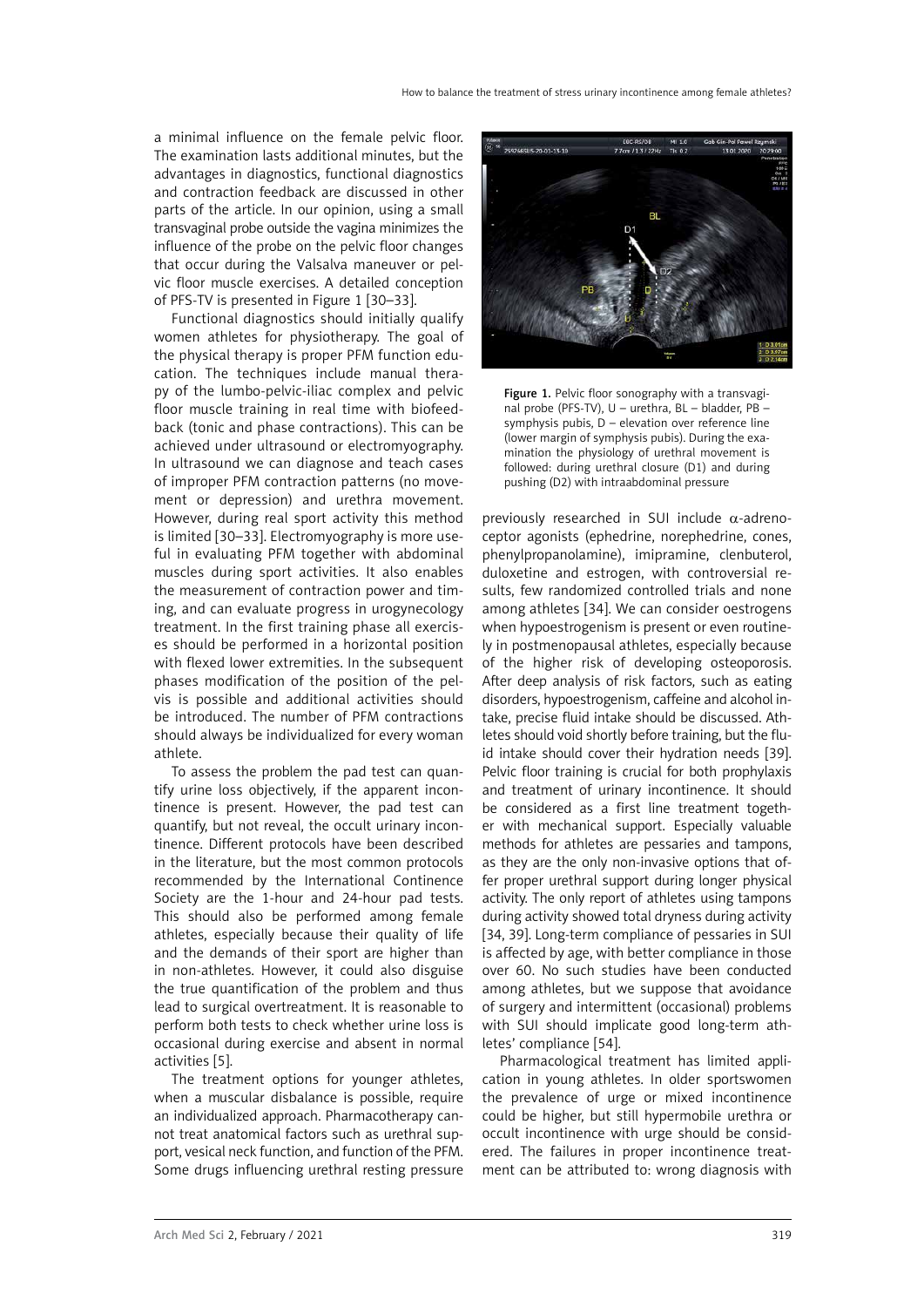a minimal influence on the female pelvic floor. The examination lasts additional minutes, but the advantages in diagnostics, functional diagnostics and contraction feedback are discussed in other parts of the article. In our opinion, using a small transvaginal probe outside the vagina minimizes the influence of the probe on the pelvic floor changes that occur during the Valsalva maneuver or pelvic floor muscle exercises. A detailed conception of PFS-TV is presented in Figure 1 [30–33].

Functional diagnostics should initially qualify women athletes for physiotherapy. The goal of the physical therapy is proper PFM function education. The techniques include manual therapy of the lumbo-pelvic-iliac complex and pelvic floor muscle training in real time with biofeedback (tonic and phase contractions). This can be achieved under ultrasound or electromyography. In ultrasound we can diagnose and teach cases of improper PFM contraction patterns (no movement or depression) and urethra movement. However, during real sport activity this method is limited [30–33]. Electromyography is more useful in evaluating PFM together with abdominal muscles during sport activities. It also enables the measurement of contraction power and timing, and can evaluate progress in urogynecology treatment. In the first training phase all exercises should be performed in a horizontal position with flexed lower extremities. In the subsequent phases modification of the position of the pelvis is possible and additional activities should be introduced. The number of PFM contractions should always be individualized for every woman athlete.

To assess the problem the pad test can quantify urine loss objectively, if the apparent incontinence is present. However, the pad test can quantify, but not reveal, the occult urinary incontinence. Different protocols have been described in the literature, but the most common protocols recommended by the International Continence Society are the 1-hour and 24-hour pad tests. This should also be performed among female athletes, especially because their quality of life and the demands of their sport are higher than in non-athletes. However, it could also disguise the true quantification of the problem and thus lead to surgical overtreatment. It is reasonable to perform both tests to check whether urine loss is occasional during exercise and absent in normal activities [5].

The treatment options for younger athletes, when a muscular disbalance is possible, require an individualized approach. Pharmacotherapy cannot treat anatomical factors such as urethral support, vesical neck function, and function of the PFM. Some drugs influencing urethral resting pressure previously researched in SUI include α-adrenoceptor agonists (ephedrine, norephedrine, cones, phenylpropanolamine), imipramine, clenbuterol, duloxetine and estrogen, with controversial results, few randomized controlled trials and none among athletes [34]. We can consider oestrogens when hypoestrogenism is present or even routinely in postmenopausal athletes, especially because of the higher risk of developing osteoporosis. After deep analysis of risk factors, such as eating disorders, hypoestrogenism, caffeine and alcohol intake, precise fluid intake should be discussed. Athletes should void shortly before training, but the fluid intake should cover their hydration needs [39]. Pelvic floor training is crucial for both prophylaxis and treatment of urinary incontinence. It should be considered as a first line treatment together with mechanical support. Especially valuable methods for athletes are pessaries and tampons, as they are the only non-invasive options that offer proper urethral support during longer physical activity. The only report of athletes using tampons during activity showed total dryness during activity [34, 39]. Long-term compliance of pessaries in SUI is affected by age, with better compliance in those over 60. No such studies have been conducted among athletes, but we suppose that avoidance of surgery and intermittent (occasional) problems with SUI should implicate good long-term athletes' compliance [54].

Figure 1. Pelvic floor sonography with a transvaginal probe (PFS-TV), U – urethra, BL – bladder, PB – symphysis pubis, D – elevation over reference line (lower margin of symphysis pubis). During the examination the physiology of urethral movement is followed: during urethral closure (D1) and during pushing (D2) with intraabdominal pressure

Pharmacological treatment has limited application in young athletes. In older sportswomen the prevalence of urge or mixed incontinence could be higher, but still hypermobile urethra or occult incontinence with urge should be considered. The failures in proper incontinence treatment can be attributed to: wrong diagnosis with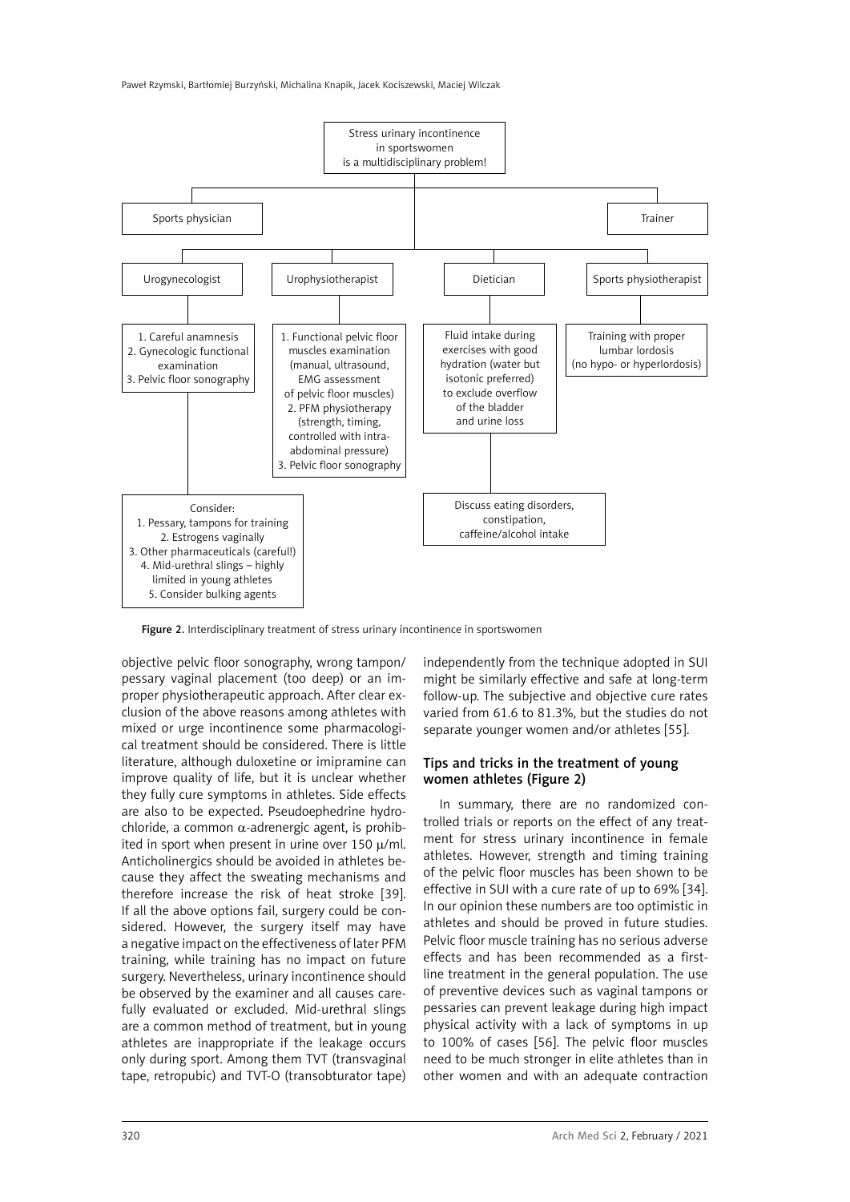Stress urinary incontinence in sportswomen is a multidisciplinary problem!

- Sports physician
- Trainer
  - Urogynecologist
    1. Careful anamnesis
    2. Gynecologic functional examination
    3. Pelvic floor sonography
  - Consider:
    1. Pessary, tampons for training
    2. Estrogens vaginally
    3. Other pharmaceuticals (careful!)
    4. Mid-urethral slings – highly limited in young athletes
    5. Consider bulking agents
  - Urophysiotherapist
    1. Functional pelvic floor muscles examination (manual, ultrasound, EMG assessment of pelvic floor muscles)
    2. PFM physiotherapy (strength, timing, controlled with intra-abdominal pressure)
    3. Pelvic floor sonography
  - Dietician
    - Fluid intake during exercises with good hydration (water but isotonic preferred) to exclude overflow of the bladder and urine loss
    - Discuss eating disorders, constipation, caffeine/alcohol intake
  - Sports physiotherapist
    - Training with proper lumbar lordosis (no hypo- or hyperlordosis)

**Figure 2.** Interdisciplinary treatment of stress urinary incontinence in sportswomen

objective pelvic floor sonography, wrong tampon/pessary vaginal placement (too deep) or an improper physiotherapeutic approach. After clear exclusion of the above reasons among athletes with mixed or urge incontinence some pharmacological treatment should be considered. There is little literature, although duloxetine or imipramine can improve quality of life, but it is unclear whether they fully cure symptoms in athletes. Side effects are also to be expected. Pseudoephedrine hydrochloride, a common $\alpha$-adrenergic agent, is prohibited in sport when present in urine over 150 $\mu$/ml. Anticholinergics should be avoided in athletes because they affect the sweating mechanisms and therefore increase the risk of heat stroke [39]. If all the above options fail, surgery could be considered. However, the surgery itself may have a negative impact on the effectiveness of later PFM training, while training has no impact on future surgery. Nevertheless, urinary incontinence should be observed by the examiner and all causes carefully evaluated or excluded. Mid-urethral slings are a common method of treatment, but in young athletes are inappropriate if the leakage occurs only during sport. Among them TVT (transvaginal tape, retropubic) and TVT-O (transobturator tape) independently from the technique adopted in SUI might be similarly effective and safe at long-term follow-up. The subjective and objective cure rates varied from 61.6 to 81.3%, but the studies do not separate younger women and/or athletes [55].

## Tips and tricks in the treatment of young women athletes (Figure 2)

In summary, there are no randomized controlled trials or reports on the effect of any treatment for stress urinary incontinence in female athletes. However, strength and timing training of the pelvic floor muscles has been shown to be effective in SUI with a cure rate of up to 69% [34]. In our opinion these numbers are too optimistic in athletes and should be proved in future studies. Pelvic floor muscle training has no serious adverse effects and has been recommended as a first-line treatment in the general population. The use of preventive devices such as vaginal tampons or pessaries can prevent leakage during high impact physical activity with a lack of symptoms in up to 100% of cases [56]. The pelvic floor muscles need to be much stronger in elite athletes than in other women and with an adequate contraction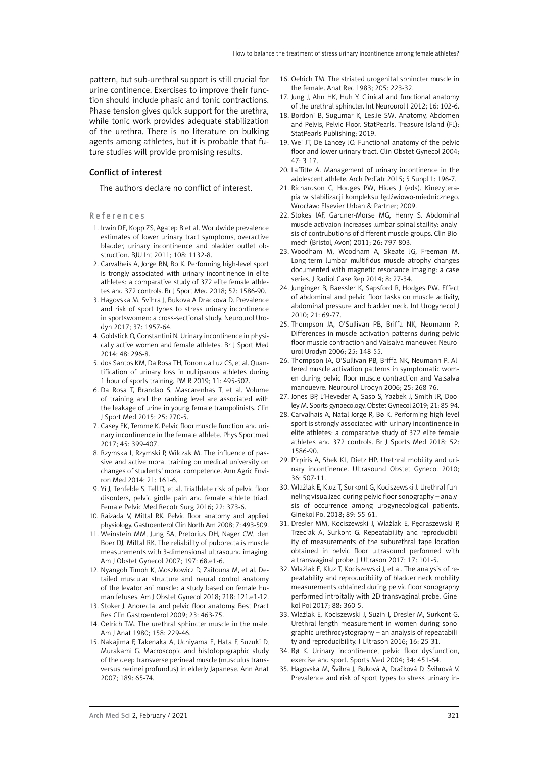pattern, but sub-urethral support is still crucial for urine continence. Exercises to improve their function should include phasic and tonic contractions. Phase tension gives quick support for the urethra, while tonic work provides adequate stabilization of the urethra. There is no literature on bulking agents among athletes, but it is probable that future studies will provide promising results.

## Conflict of interest

The authors declare no conflict of interest.

## References

1. Irwin DE, Kopp ZS, Agatep B et al. Worldwide prevalence estimates of lower urinary tract symptoms, overactive bladder, urinary incontinence and bladder outlet obstruction. BJU Int 2011; 108: 1132-8.
2. Carvalheis A, Jorge RN, Bo K. Performing high-level sport is trongly associated with urinary incontinence in elite athletes: a comparative study of 372 elite female athletes and 372 controls. Br J Sport Med 2018; 52: 1586-90.
3. Hagovska M, Svihra J, Bukova A Drackova D. Prevalence and risk of sport types to stress urinary incontinence in sportswomen: a cross-sectional study. Neurourol Urodyn 2017; 37: 1957-64.
4. Goldstick O, Constantini N. Urinary incontinence in physically active women and female athletes. Br J Sport Med 2014; 48: 296-8.
5. dos Santos KM, Da Rosa TH, Tonon da Luz CS, et al. Quantification of urinary loss in nulliparous athletes during 1 hour of sports training. PM R 2019; 11: 495-502.
6. Da Rosa T, Brandao S, Mascarenhas T, et al. Volume of training and the ranking level are associated with the leakage of urine in young female trampolinists. Clin J Sport Med 2015; 25: 270-5.
7. Casey EK, Temme K. Pelvic floor muscle function and urinary incontinence in the female athlete. Phys Sportmed 2017; 45: 399-407.
8. Rzymska I, Rzymski P, Wilczak M. The influence of passive and active moral training on medical university on changes of students' moral competence. Ann Agric Environ Med 2014; 21: 161-6.
9. Yi J, Tenfelde S, Tell D, et al. Triathlete risk of pelvic floor disorders, pelvic girdle pain and female athlete triad. Female Pelvic Med Recotr Surg 2016; 22: 373-6.
10. Raizada V, Mittal RK. Pelvic floor anatomy and applied physiology. Gastroenterol Clin North Am 2008; 7: 493-509.
11. Weinstein MM, Jung SA, Pretorius DH, Nager CW, den Boer DJ, Mittal RK. The reliability of puborectalis muscle measurements with 3-dimensional ultrasound imaging. Am J Obstet Gynecol 2007; 197: 68.e1-6.
12. Nyangoh Timoh K, Moszkowicz D, Zaitouna M, et al. Detailed muscular structure and neural control anatomy of the levator ani muscle: a study based on female human fetuses. Am J Obstet Gynecol 2018; 218: 121.e1-12.
13. Stoker J. Anorectal and pelvic floor anatomy. Best Pract Res Clin Gastroenterol 2009; 23: 463-75.
14. Oelrich TM. The urethral sphincter muscle in the male. Am J Anat 1980; 158: 229-46.
15. Nakajima F, Takenaka A, Uchiyama E, Hata F, Suzuki D, Murakami G. Macroscopic and histotopographic study of the deep transverse perineal muscle (musculus transversus perinei profundus) in elderly Japanese. Ann Anat 2007; 189: 65-74.
16. Oelrich TM. The striated urogenital sphincter muscle in the female. Anat Rec 1983; 205: 223-32.
17. Jung J, Ahn HK, Huh Y. Clinical and functional anatomy of the urethral sphincter. Int Neurourol J 2012; 16: 102-6.
18. Bordoni B, Sugumar K, Leslie SW. Anatomy, Abdomen and Pelvis, Pelvic Floor. StatPearls. Treasure Island (FL): StatPearls Publishing; 2019.
19. Wei JT, De Lancey JO. Functional anatomy of the pelvic floor and lower urinary tract. Clin Obstet Gynecol 2004; 47: 3-17.
20. Laffitte A. Management of urinary incontinence in the adolescent athlete. Arch Pediatr 2015; 5 Suppl 1: 196-7.
21. Richardson C, Hodges PW, Hides J (eds). Kinezyterapia w stabilizacji kompleksu lędźwiowo-miednicznego. Wrocław: Elsevier Urban & Partner; 2009.
22. Stokes IAF, Gardner-Morse MG, Henry S. Abdominal muscle activaion increases lumbar spinal stability: analysis of contrubutions of different muscle groups. Clin Biomech (Bristol, Avon) 2011; 26: 797-803.
23. Woodham M, Woodham A, Skeate JG, Freeman M. Long-term lumbar multifidus muscle atrophy changes documented with magnetic resonance imaging: a case series. J Radiol Case Rep 2014; 8: 27-34.
24. Junginger B, Baessler K, Sapsford R, Hodges PW. Effect of abdominal and pelvic floor tasks on muscle activity, abdominal pressure and bladder neck. Int Urogynecol J 2010; 21: 69-77.
25. Thompson JA, O'Sullivan PB, Briffa NK, Neumann P. Differences in muscle activation patterns during pelvic floor muscle contraction and Valsalva maneuver. Neurourol Urodyn 2006; 25: 148-55.
26. Thompson JA, O'Sullivan PB, Briffa NK, Neumann P. Altered muscle activation patterns in symptomatic women during pelvic floor muscle contraction and Valsalva manouevre. Neurourol Urodyn 2006; 25: 268-76.
27. Jones BP, L'Heveder A, Saso S, Yazbek J, Smith JR, Dooley M. Sports gynaecology. Obstet Gynecol 2019; 21: 85-94.
28. Carvalhais A, Natal Jorge R, Bø K. Performing high-level sport is strongly associated with urinary incontinence in elite athletes: a comparative study of 372 elite female athletes and 372 controls. Br J Sports Med 2018; 52: 1586-90.
29. Pirpiris A, Shek KL, Dietz HP. Urethral mobility and urinary incontinence. Ultrasound Obstet Gynecol 2010; 36: 507-11.
30. Wlaźlak E, Kluz T, Surkont G, Kociszewski J. Urethral funneling visualized during pelvic floor sonography – analysis of occurrence among urogynecological patients. Ginekol Pol 2018; 89: 55-61.
31. Dresler MM, Kociszewski J, Wlaźlak E, Pędraszewski P, Trzeciak A, Surkont G. Repeatability and reproducibility of measurements of the suburethral tape location obtained in pelvic floor ultrasound performed with a transvaginal probe. J Ultrason 2017; 17: 101-5.
32. Wlaźlak E, Kluz T, Kociszewski J, et al. The analysis of repeatability and reproducibility of bladder neck mobility measurements obtained during pelvic floor sonography performed introitally with 2D transvaginal probe. Ginekol Pol 2017; 88: 360-5.
33. Wlaźlak E, Kociszewski J, Suzin J, Dresler M, Surkont G. Urethral length measurement in women during sonographic urethrocystography – an analysis of repeatability and reproducibility. J Ultrason 2016; 16: 25-31.
34. Bø K. Urinary incontinence, pelvic floor dysfunction, exercise and sport. Sports Med 2004; 34: 451-64.
35. Hagovska M, Švihra J, Buková A, Dračková D, Švihrová V. Prevalence and risk of sport types to stress urinary in-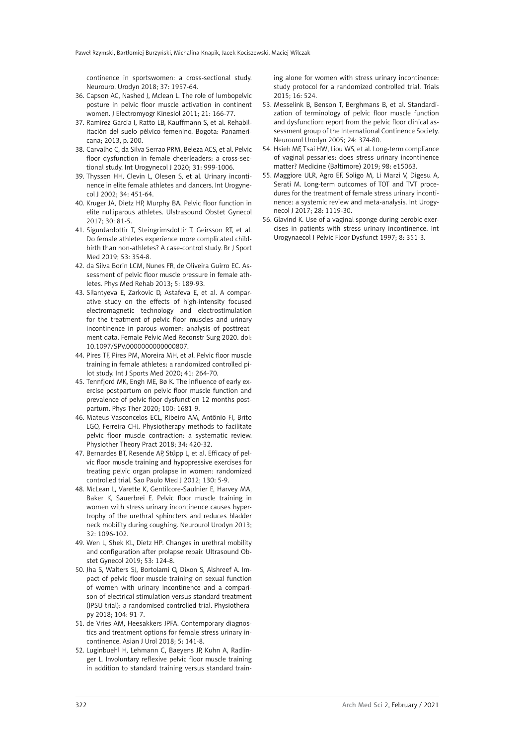continence in sportswomen: a cross-sectional study. Neurourol Urodyn 2018; 37: 1957-64.

36. Capson AC, Nashed J, Mclean L. The role of lumbopelvic posture in pelvic floor muscle activation in continent women. J Electromyogr Kinesiol 2011; 21: 166-77.
37. Ramirez Garcia I, Ratto LB, Kauffmann S, et al. Rehabilitación del suelo pélvico femenino. Bogota: Panamericana; 2013, p. 200.
38. Carvalho C, da Silva Serrao PRM, Beleza ACS, et al. Pelvic floor dysfunction in female cheerleaders: a cross-sectional study. Int Urogynecol J 2020; 31: 999-1006.
39. Thyssen HH, Clevin L, Olesen S, et al. Urinary incontinence in elite female athletes and dancers. Int Urogynecol J 2002; 34: 451-64.
40. Kruger JA, Dietz HP, Murphy BA. Pelvic floor function in elite nulliparous athletes. Ulstrasound Obstet Gynecol 2017; 30: 81-5.
41. Sigurdardottir T, Steingrimsdottir T, Geirsson RT, et al. Do female athletes experience more complicated childbirth than non-athletes? A case-control study. Br J Sport Med 2019; 53: 354-8.
42. da Silva Borin LCM, Nunes FR, de Oliveira Guirro EC. Assessment of pelvic floor muscle pressure in female athletes. Phys Med Rehab 2013; 5: 189-93.
43. Silantyeva E, Zarkovic D, Astafeva E, et al. A comparative study on the effects of high-intensity focused electromagnetic technology and electrostimulation for the treatment of pelvic floor muscles and urinary incontinence in parous women: analysis of posttreatment data. Female Pelvic Med Reconstr Surg 2020. doi: 10.1097/SPV.0000000000000807.
44. Pires TF, Pires PM, Moreira MH, et al. Pelvic floor muscle training in female athletes: a randomized controlled pilot study. Int J Sports Med 2020; 41: 264-70.
45. Tennfjord MK, Engh ME, Bø K. The influence of early exercise postpartum on pelvic floor muscle function and prevalence of pelvic floor dysfunction 12 months postpartum. Phys Ther 2020; 100: 1681-9.
46. Mateus-Vasconcelos ECL, Ribeiro AM, Antônio FI, Brito LGO, Ferreira CHJ. Physiotherapy methods to facilitate pelvic floor muscle contraction: a systematic review. Physiother Theory Pract 2018; 34: 420-32.
47. Bernardes BT, Resende AP, Stüpp L, et al. Efficacy of pelvic floor muscle training and hypopressive exercises for treating pelvic organ prolapse in women: randomized controlled trial. Sao Paulo Med J 2012; 130: 5-9.
48. McLean L, Varette K, Gentilcore-Saulnier E, Harvey MA, Baker K, Sauerbrei E. Pelvic floor muscle training in women with stress urinary incontinence causes hypertrophy of the urethral sphincters and reduces bladder neck mobility during coughing. Neurourol Urodyn 2013; 32: 1096-102.
49. Wen L, Shek KL, Dietz HP. Changes in urethral mobility and configuration after prolapse repair. Ultrasound Obstet Gynecol 2019; 53: 124-8.
50. Jha S, Walters SJ, Bortolami O, Dixon S, Alshreef A. Impact of pelvic floor muscle training on sexual function of women with urinary incontinence and a comparison of electrical stimulation versus standard treatment (IPSU trial): a randomised controlled trial. Physiotherapy 2018; 104: 91-7.
51. de Vries AM, Heesakkers JPFA. Contemporary diagnostics and treatment options for female stress urinary incontinence. Asian J Urol 2018; 5: 141-8.
52. Luginbuehl H, Lehmann C, Baeyens JP, Kuhn A, Radlinger L. Involuntary reflexive pelvic floor muscle training in addition to standard training versus standard training alone for women with stress urinary incontinence: study protocol for a randomized controlled trial. Trials 2015; 16: 524.
53. Messelink B, Benson T, Berghmans B, et al. Standardization of terminology of pelvic floor muscle function and dysfunction: report from the pelvic floor clinical assessment group of the International Continence Society. Neurourol Urodyn 2005; 24: 374-80.
54. Hsieh MF, Tsai HW, Liou WS, et al. Long-term compliance of vaginal pessaries: does stress urinary incontinence matter? Medicine (Baltimore) 2019; 98: e15063.
55. Maggiore ULR, Agro EF, Soligo M, Li Marzi V, Digesu A, Serati M. Long-term outcomes of TOT and TVT procedures for the treatment of female stress urinary incontinence: a systemic review and meta-analysis. Int Urogynecol J 2017; 28: 1119-30.
56. Glavind K. Use of a vaginal sponge during aerobic exercises in patients with stress urinary incontinence. Int Urogynaecol J Pelvic Floor Dysfunct 1997; 8: 351-3.